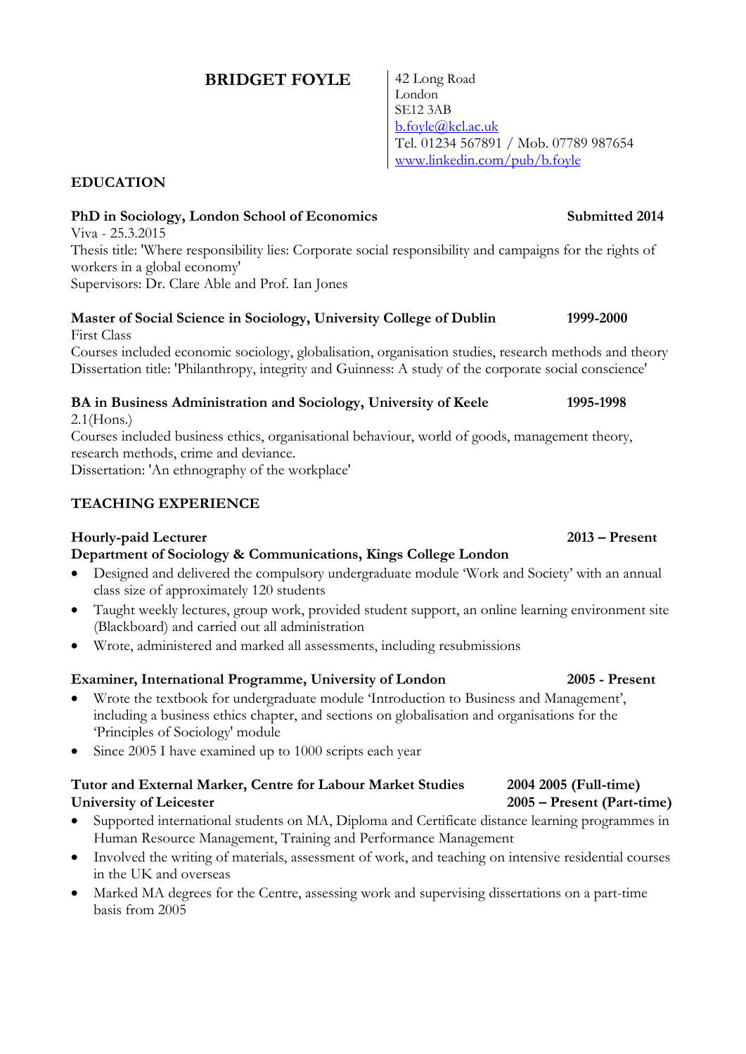# BRIDGET FOYLE

42 Long Road
London
SE12 3AB
b.foyle@kcl.ac.uk
Tel. 01234 567891 / Mob. 07789 987654
www.linkedin.com/pub/b.foyle

## EDUCATION

**PhD in Sociology, London School of Economics** **Submitted 2014**
Viva - 25.3.2015
Thesis title: 'Where responsibility lies: Corporate social responsibility and campaigns for the rights of workers in a global economy'
Supervisors: Dr. Clare Able and Prof. Ian Jones

**Master of Social Science in Sociology, University College of Dublin** **1999-2000**
First Class
Courses included economic sociology, globalisation, organisation studies, research methods and theory
Dissertation title: 'Philanthropy, integrity and Guinness: A study of the corporate social conscience'

**BA in Business Administration and Sociology, University of Keele** **1995-1998**
2.1(Hons.)
Courses included business ethics, organisational behaviour, world of goods, management theory, research methods, crime and deviance.
Dissertation: 'An ethnography of the workplace'

## TEACHING EXPERIENCE

**Hourly-paid Lecturer** **2013 – Present**
**Department of Sociology & Communications, Kings College London**

- Designed and delivered the compulsory undergraduate module 'Work and Society' with an annual class size of approximately 120 students
- Taught weekly lectures, group work, provided student support, an online learning environment site (Blackboard) and carried out all administration
- Wrote, administered and marked all assessments, including resubmissions

**Examiner, International Programme, University of London** **2005 - Present**

- Wrote the textbook for undergraduate module 'Introduction to Business and Management', including a business ethics chapter, and sections on globalisation and organisations for the 'Principles of Sociology' module
- Since 2005 I have examined up to 1000 scripts each year

**Tutor and External Marker, Centre for Labour Market Studies** **2004 2005 (Full-time)**
**University of Leicester** **2005 – Present (Part-time)**

- Supported international students on MA, Diploma and Certificate distance learning programmes in Human Resource Management, Training and Performance Management
- Involved the writing of materials, assessment of work, and teaching on intensive residential courses in the UK and overseas
- Marked MA degrees for the Centre, assessing work and supervising dissertations on a part-time basis from 2005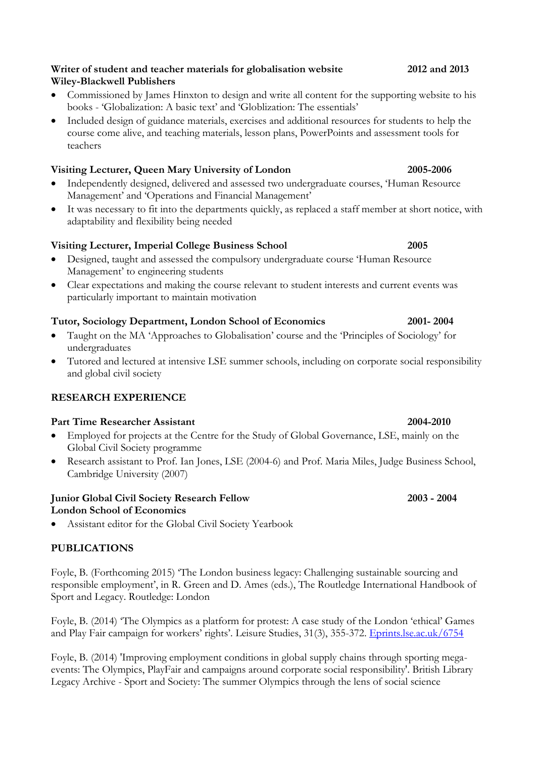**Writer of student and teacher materials for globalisation website** **2012 and 2013**
**Wiley-Blackwell Publishers**

- Commissioned by James Hinxton to design and write all content for the supporting website to his books - 'Globalization: A basic text' and 'Globlization: The essentials'
- Included design of guidance materials, exercises and additional resources for students to help the course come alive, and teaching materials, lesson plans, PowerPoints and assessment tools for teachers

**Visiting Lecturer, Queen Mary University of London** **2005-2006**

- Independently designed, delivered and assessed two undergraduate courses, 'Human Resource Management' and 'Operations and Financial Management'
- It was necessary to fit into the departments quickly, as replaced a staff member at short notice, with adaptability and flexibility being needed

**Visiting Lecturer, Imperial College Business School** **2005**

- Designed, taught and assessed the compulsory undergraduate course 'Human Resource Management' to engineering students
- Clear expectations and making the course relevant to student interests and current events was particularly important to maintain motivation

**Tutor, Sociology Department, London School of Economics** **2001- 2004**

- Taught on the MA 'Approaches to Globalisation' course and the 'Principles of Sociology' for undergraduates
- Tutored and lectured at intensive LSE summer schools, including on corporate social responsibility and global civil society

## RESEARCH EXPERIENCE

**Part Time Researcher Assistant** **2004-2010**

- Employed for projects at the Centre for the Study of Global Governance, LSE, mainly on the Global Civil Society programme
- Research assistant to Prof. Ian Jones, LSE (2004-6) and Prof. Maria Miles, Judge Business School, Cambridge University (2007)

**Junior Global Civil Society Research Fellow** **2003 - 2004**
**London School of Economics**

- Assistant editor for the Global Civil Society Yearbook

## PUBLICATIONS

Foyle, B. (Forthcoming 2015) 'The London business legacy: Challenging sustainable sourcing and responsible employment', in R. Green and D. Ames (eds.), The Routledge International Handbook of Sport and Legacy. Routledge: London

Foyle, B. (2014) 'The Olympics as a platform for protest: A case study of the London 'ethical' Games and Play Fair campaign for workers' rights'. Leisure Studies, 31(3), 355-372. Eprints.lse.ac.uk/6754

Foyle, B. (2014) 'Improving employment conditions in global supply chains through sporting mega-events: The Olympics, PlayFair and campaigns around corporate social responsibility'. British Library Legacy Archive - Sport and Society: The summer Olympics through the lens of social science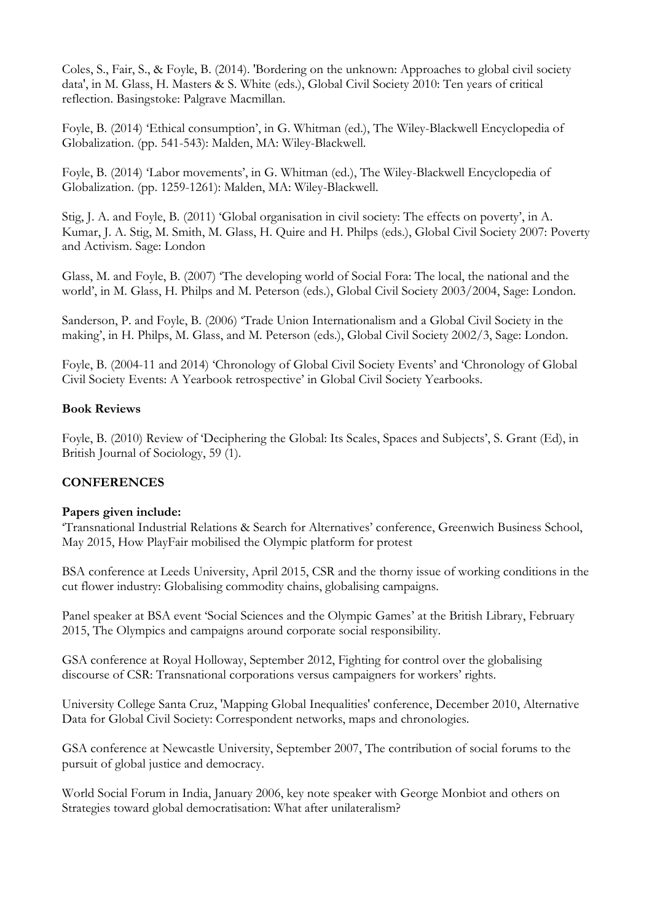Coles, S., Fair, S., & Foyle, B. (2014). 'Bordering on the unknown: Approaches to global civil society data', in M. Glass, H. Masters & S. White (eds.), Global Civil Society 2010: Ten years of critical reflection. Basingstoke: Palgrave Macmillan.

Foyle, B. (2014) 'Ethical consumption', in G. Whitman (ed.), The Wiley-Blackwell Encyclopedia of Globalization. (pp. 541-543): Malden, MA: Wiley-Blackwell.

Foyle, B. (2014) 'Labor movements', in G. Whitman (ed.), The Wiley-Blackwell Encyclopedia of Globalization. (pp. 1259-1261): Malden, MA: Wiley-Blackwell.

Stig, J. A. and Foyle, B. (2011) 'Global organisation in civil society: The effects on poverty', in A. Kumar, J. A. Stig, M. Smith, M. Glass, H. Quire and H. Philps (eds.), Global Civil Society 2007: Poverty and Activism. Sage: London

Glass, M. and Foyle, B. (2007) 'The developing world of Social Fora: The local, the national and the world', in M. Glass, H. Philps and M. Peterson (eds.), Global Civil Society 2003/2004, Sage: London.

Sanderson, P. and Foyle, B. (2006) 'Trade Union Internationalism and a Global Civil Society in the making', in H. Philps, M. Glass, and M. Peterson (eds.), Global Civil Society 2002/3, Sage: London.

Foyle, B. (2004-11 and 2014) 'Chronology of Global Civil Society Events' and 'Chronology of Global Civil Society Events: A Yearbook retrospective' in Global Civil Society Yearbooks.

**Book Reviews**

Foyle, B. (2010) Review of 'Deciphering the Global: Its Scales, Spaces and Subjects', S. Grant (Ed), in British Journal of Sociology, 59 (1).

**CONFERENCES**

**Papers given include:**

'Transnational Industrial Relations & Search for Alternatives' conference, Greenwich Business School, May 2015, How PlayFair mobilised the Olympic platform for protest

BSA conference at Leeds University, April 2015, CSR and the thorny issue of working conditions in the cut flower industry: Globalising commodity chains, globalising campaigns.

Panel speaker at BSA event 'Social Sciences and the Olympic Games' at the British Library, February 2015, The Olympics and campaigns around corporate social responsibility.

GSA conference at Royal Holloway, September 2012, Fighting for control over the globalising discourse of CSR: Transnational corporations versus campaigners for workers' rights.

University College Santa Cruz, 'Mapping Global Inequalities' conference, December 2010, Alternative Data for Global Civil Society: Correspondent networks, maps and chronologies.

GSA conference at Newcastle University, September 2007, The contribution of social forums to the pursuit of global justice and democracy.

World Social Forum in India, January 2006, key note speaker with George Monbiot and others on Strategies toward global democratisation: What after unilateralism?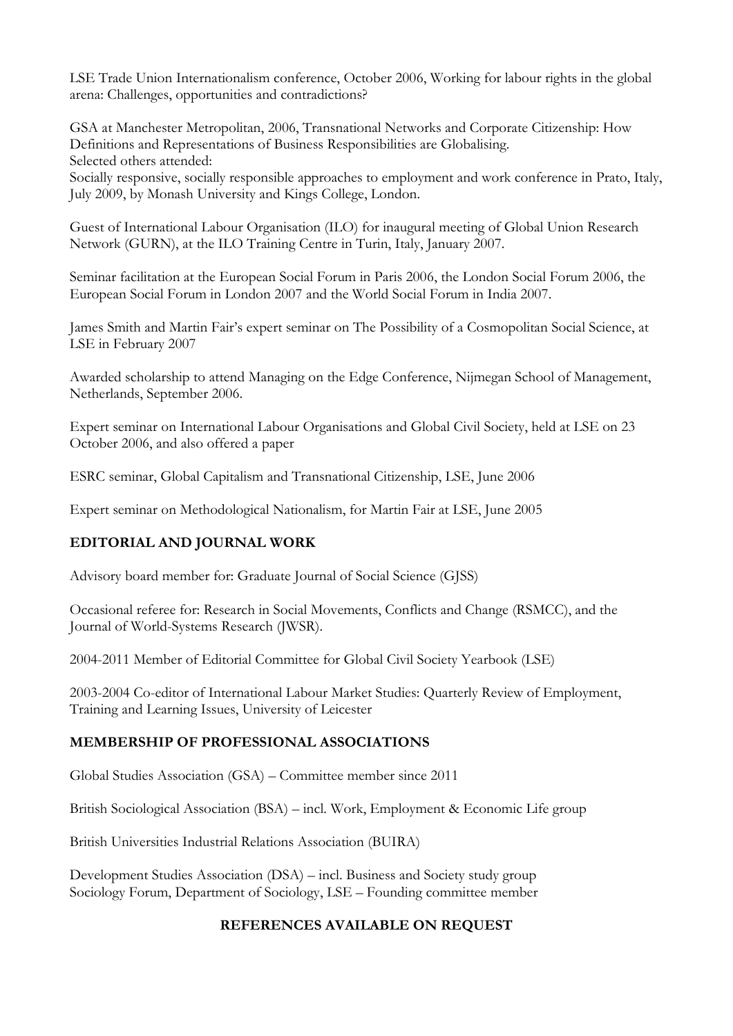LSE Trade Union Internationalism conference, October 2006, Working for labour rights in the global arena: Challenges, opportunities and contradictions?

GSA at Manchester Metropolitan, 2006, Transnational Networks and Corporate Citizenship: How Definitions and Representations of Business Responsibilities are Globalising.
Selected others attended:
Socially responsive, socially responsible approaches to employment and work conference in Prato, Italy, July 2009, by Monash University and Kings College, London.

Guest of International Labour Organisation (ILO) for inaugural meeting of Global Union Research Network (GURN), at the ILO Training Centre in Turin, Italy, January 2007.

Seminar facilitation at the European Social Forum in Paris 2006, the London Social Forum 2006, the European Social Forum in London 2007 and the World Social Forum in India 2007.

James Smith and Martin Fair's expert seminar on The Possibility of a Cosmopolitan Social Science, at LSE in February 2007

Awarded scholarship to attend Managing on the Edge Conference, Nijmegan School of Management, Netherlands, September 2006.

Expert seminar on International Labour Organisations and Global Civil Society, held at LSE on 23 October 2006, and also offered a paper

ESRC seminar, Global Capitalism and Transnational Citizenship, LSE, June 2006

Expert seminar on Methodological Nationalism, for Martin Fair at LSE, June 2005

## EDITORIAL AND JOURNAL WORK

Advisory board member for: Graduate Journal of Social Science (GJSS)

Occasional referee for: Research in Social Movements, Conflicts and Change (RSMCC), and the Journal of World-Systems Research (JWSR).

2004-2011 Member of Editorial Committee for Global Civil Society Yearbook (LSE)

2003-2004 Co-editor of International Labour Market Studies: Quarterly Review of Employment, Training and Learning Issues, University of Leicester

## MEMBERSHIP OF PROFESSIONAL ASSOCIATIONS

Global Studies Association (GSA) – Committee member since 2011

British Sociological Association (BSA) – incl. Work, Employment & Economic Life group

British Universities Industrial Relations Association (BUIRA)

Development Studies Association (DSA) – incl. Business and Society study group
Sociology Forum, Department of Sociology, LSE – Founding committee member

**REFERENCES AVAILABLE ON REQUEST**